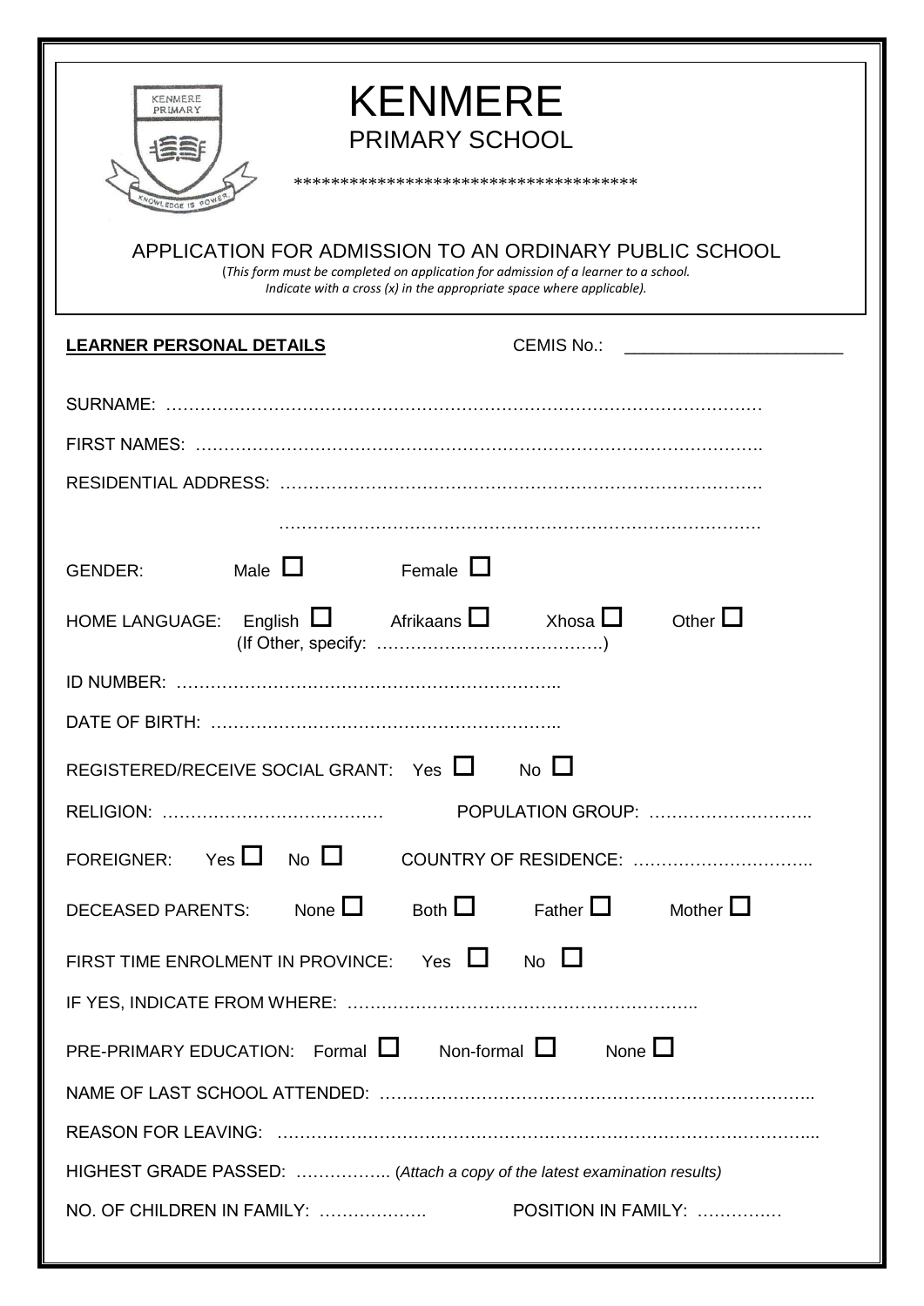# KENMERE

## PRIMARY SCHOOL

************************************

APPLICATION FOR ADMISSION TO AN ORDINARY PUBLIC SCHOOL

(*This form must be completed on application for admission of a learner to a school. Indicate with a cross (x) in the appropriate space where applicable).*

**LEARNER PERSONAL DETAILS** CEMIS No.: ______________________

SURNAME: ……………………………………………………………………………………………

FIRST NAMES: ……………………………………………………………………………………….

RESIDENTIAL ADDRESS: ………………………………………………………………………….

…………………………………………………………………………

GENDER: Male ☐ Female ☐

HOME LANGUAGE: English ☐ Afrikaans ☐ Xhosa ☐ Other ☐
(If Other, specify: ………………………………….)

ID NUMBER: …………………………………………………………..

DATE OF BIRTH: ……………………………………………………...

REGISTERED/RECEIVE SOCIAL GRANT: Yes ☐ No ☐

RELIGION: ………………………………… POPULATION GROUP: ………………………..

FOREIGNER: Yes ☐ No ☐ COUNTRY OF RESIDENCE: …………………………..

DECEASED PARENTS: None ☐ Both ☐ Father ☐ Mother ☐

FIRST TIME ENROLMENT IN PROVINCE: Yes ☐ No ☐

IF YES, INDICATE FROM WHERE: ……………………………………………………..

PRE-PRIMARY EDUCATION: Formal ☐ Non-formal ☐ None ☐

NAME OF LAST SCHOOL ATTENDED: …………………………………………………………………..

REASON FOR LEAVING: ……………………………………………………………………………...

HIGHEST GRADE PASSED: …………….. (*Attach a copy of the latest examination results)*

NO. OF CHILDREN IN FAMILY: ………………. POSITION IN FAMILY: ………….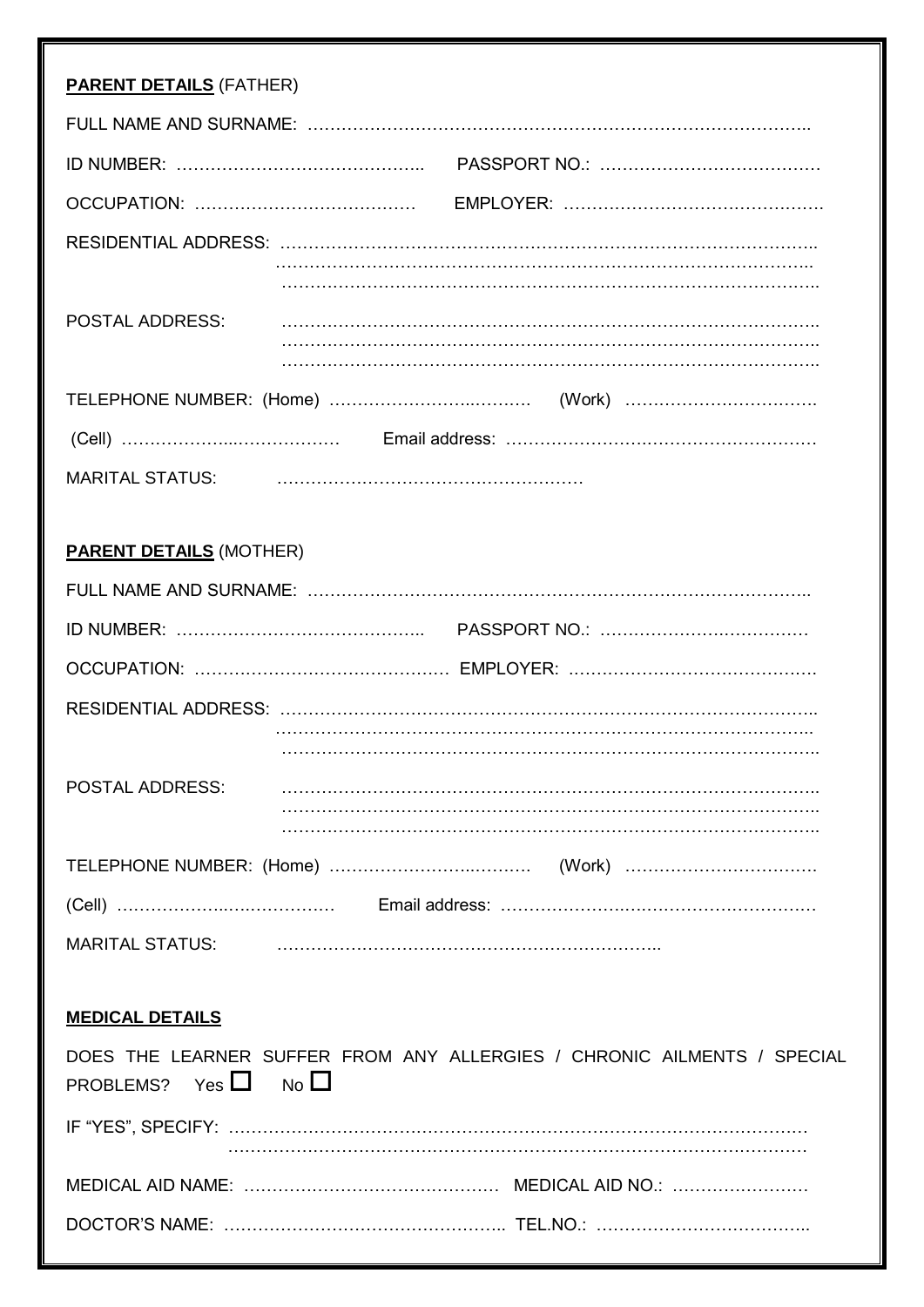**PARENT DETAILS** (FATHER)

FULL NAME AND SURNAME: ……………………………………………………………………………..

ID NUMBER: …………………………………….. PASSPORT NO.: …………………………………

OCCUPATION: ………………………………… EMPLOYER: ………………………………………

RESIDENTIAL ADDRESS: ……………………………………………………………………………..
……………………………………………………………………………..
……………………………………………………………………………..

POSTAL ADDRESS: ……………………………………………………………………………..
……………………………………………………………………………..
……………………………………………………………………………..

TELEPHONE NUMBER: (Home) ………………………..……… (Work) …………………………….

(Cell) ………………...……………. Email address: ……………………………………………….

MARITAL STATUS: ……………………………………………….

**PARENT DETAILS** (MOTHER)

FULL NAME AND SURNAME: ……………………………………………………………………………..

ID NUMBER: …………………………………….. PASSPORT NO.: ………………………………

OCCUPATION: ……………………………………… EMPLOYER: …………………………………….

RESIDENTIAL ADDRESS: ……………………………………………………………………………..
……………………………………………………………………………..
……………………………………………………………………………..

POSTAL ADDRESS: ……………………………………………………………………………..
……………………………………………………………………………..
……………………………………………………………………………..

TELEPHONE NUMBER: (Home) ………………………..……… (Work) …………………………….

(Cell) ………………...……………. Email address: ……………………………………………….

MARITAL STATUS: …………………………………………………………..

**MEDICAL DETAILS**

DOES THE LEARNER SUFFER FROM ANY ALLERGIES / CHRONIC AILMENTS / SPECIAL PROBLEMS? Yes ☐ No ☐

IF "YES", SPECIFY: ……………………………………………………………………………………
……………………………………………………………………………………

MEDICAL AID NAME: ……………………………………… MEDICAL AID NO.: ……………………

DOCTOR'S NAME: ………………………………………….. TEL.NO.: ………………………………..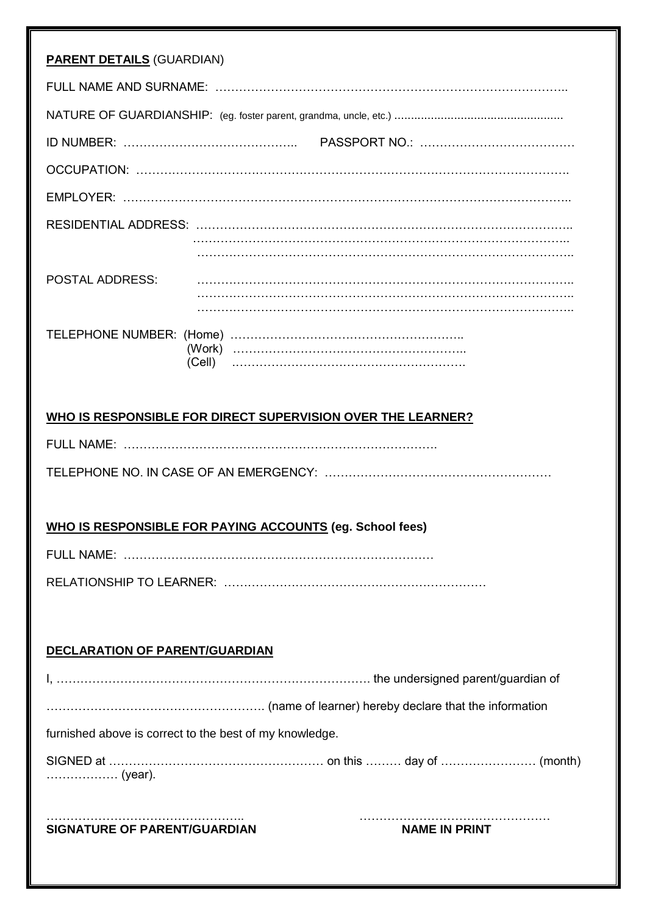**PARENT DETAILS** (GUARDIAN)

FULL NAME AND SURNAME: …………………………………………………………………………………..

NATURE OF GUARDIANSHIP: (eg. foster parent, grandma, uncle, etc.) ………………………………………………

ID NUMBER: …………………………………….. PASSPORT NO.: …………………………………

OCCUPATION: ………………………………………………………………………………………………….

EMPLOYER: …………………………………………………………………………………………………..

RESIDENTIAL ADDRESS: ………………………………………………………………………………….. …………………………………………………………………………………… ……………………………………………………………………………………..

POSTAL ADDRESS: …………………………………………………………………………………….. …………………………………………………………………………………….. ……………………………………………………………………………………..

TELEPHONE NUMBER: (Home) …………………………………………………..
(Work) …………………………………………………..
(Cell) ………………………………………………….

**WHO IS RESPONSIBLE FOR DIRECT SUPERVISION OVER THE LEARNER?**

FULL NAME: …………………………………………………………………….

TELEPHONE NO. IN CASE OF AN EMERGENCY: ………………………………………………

**WHO IS RESPONSIBLE FOR PAYING ACCOUNTS (eg. School fees)**

FULL NAME: ……………………………………………………………………

RELATIONSHIP TO LEARNER: …………………………………………………………

**DECLARATION OF PARENT/GUARDIAN**

I, ……………………………………………………………………. the undersigned parent/guardian of

………………………………………………. (name of learner) hereby declare that the information

furnished above is correct to the best of my knowledge.

SIGNED at ……………………………………………… on this ……… day of …………………… (month) ……………… (year).

………………………………………….. …………………………………………
**SIGNATURE OF PARENT/GUARDIAN** **NAME IN PRINT**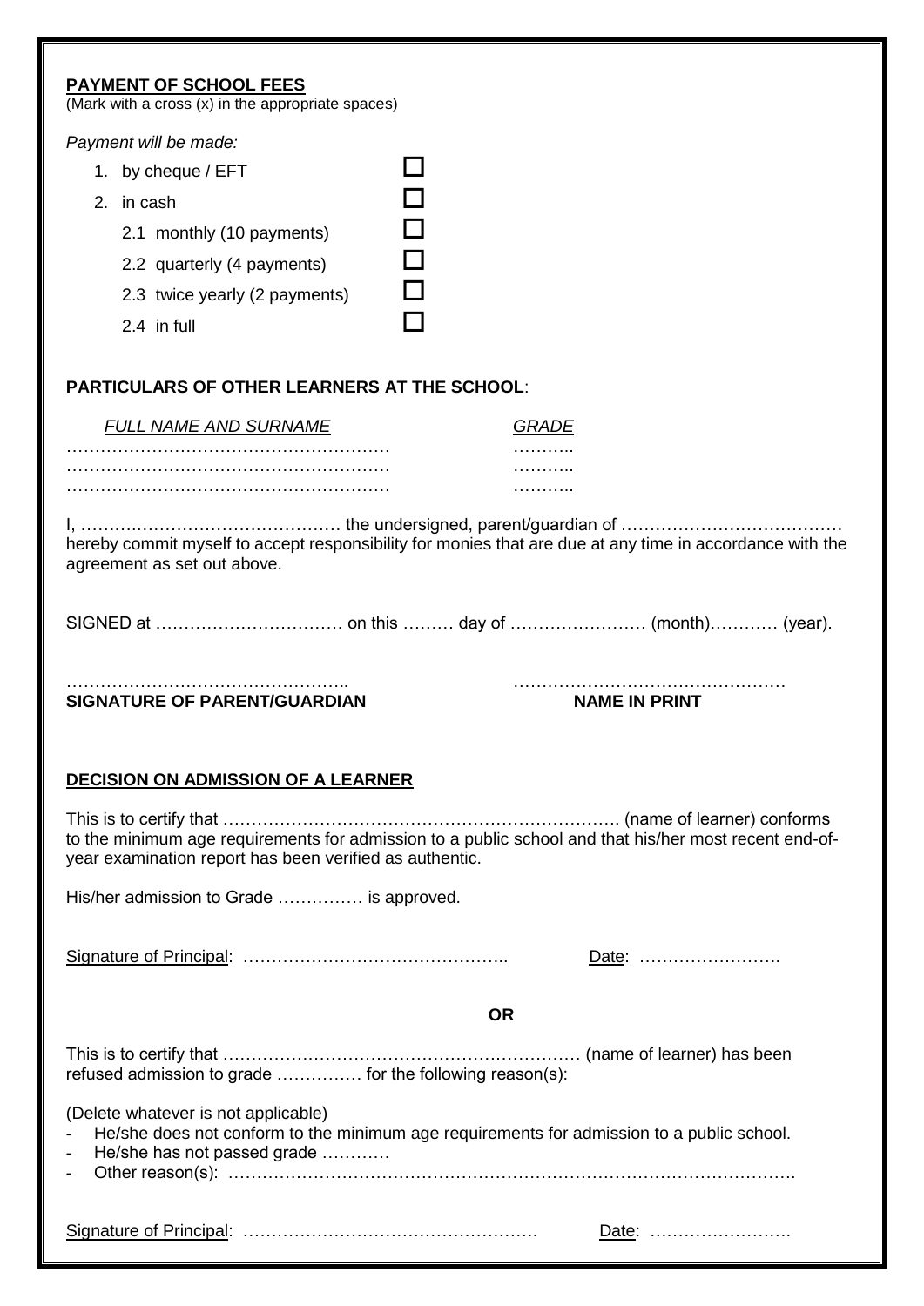**PAYMENT OF SCHOOL FEES**
(Mark with a cross (x) in the appropriate spaces)

*Payment will be made:*

1. by cheque / EFT ☐
2. in cash ☐
   - 2.1 monthly (10 payments) ☐
   - 2.2 quarterly (4 payments) ☐
   - 2.3 twice yearly (2 payments) ☐
   - 2.4 in full ☐

**PARTICULARS OF OTHER LEARNERS AT THE SCHOOL**:

| *FULL NAME AND SURNAME* | *GRADE* |
|---|---|
| ………………………………………………… | ……….. |
| ………………………………………………… | ……….. |
| ………………………………………………… | ……….. |

I, ……………………………………… the undersigned, parent/guardian of ………………………………… hereby commit myself to accept responsibility for monies that are due at any time in accordance with the agreement as set out above.

SIGNED at …………………………… on this ……… day of …………………… (month)………… (year).

…………………………………………..  …………………………………………
**SIGNATURE OF PARENT/GUARDIAN**  **NAME IN PRINT**

**DECISION ON ADMISSION OF A LEARNER**

This is to certify that ……………………………………………………………. (name of learner) conforms to the minimum age requirements for admission to a public school and that his/her most recent end-of-year examination report has been verified as authentic.

His/her admission to Grade …………… is approved.

Signature of Principal: ………………………………………..  Date: …………………….

**OR**

This is to certify that ……………………………………………………… (name of learner) has been refused admission to grade …………… for the following reason(s):

(Delete whatever is not applicable)

- He/she does not conform to the minimum age requirements for admission to a public school.
- He/she has not passed grade …………
- Other reason(s): …………………………………………………………………………………….

Signature of Principal: ……………………………………………  Date: …………………….